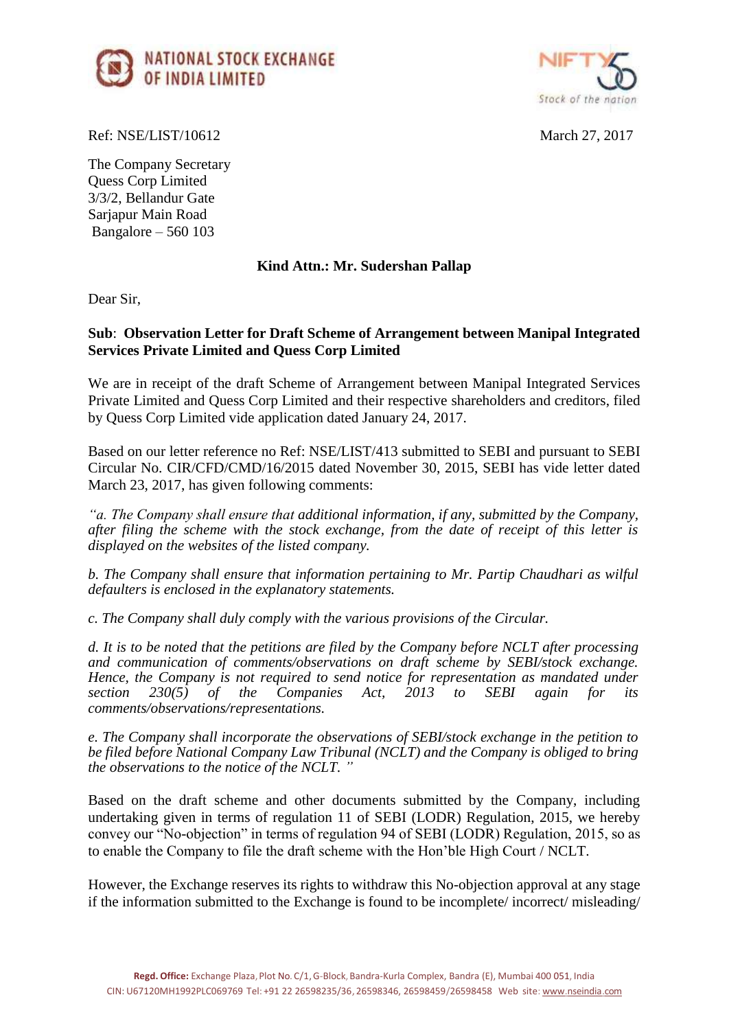NATIONAL STOCK EXCHANGE OF INDIA LIMITED

Ref: NSE/LIST/10612

March 27, 2017

The Company Secretary
Quess Corp Limited
3/3/2, Bellandur Gate
Sarjapur Main Road
Bangalore – 560 103

**Kind Attn.: Mr. Sudershan Pallap**

Dear Sir,

**Sub**: **Observation Letter for Draft Scheme of Arrangement between Manipal Integrated Services Private Limited and Quess Corp Limited**

We are in receipt of the draft Scheme of Arrangement between Manipal Integrated Services Private Limited and Quess Corp Limited and their respective shareholders and creditors, filed by Quess Corp Limited vide application dated January 24, 2017.

Based on our letter reference no Ref: NSE/LIST/413 submitted to SEBI and pursuant to SEBI Circular No. CIR/CFD/CMD/16/2015 dated November 30, 2015, SEBI has vide letter dated March 23, 2017, has given following comments:

*"a. The Company shall ensure that additional information, if any, submitted by the Company, after filing the scheme with the stock exchange, from the date of receipt of this letter is displayed on the websites of the listed company.*

*b. The Company shall ensure that information pertaining to Mr. Partip Chaudhari as wilful defaulters is enclosed in the explanatory statements.*

*c. The Company shall duly comply with the various provisions of the Circular.*

*d. It is to be noted that the petitions are filed by the Company before NCLT after processing and communication of comments/observations on draft scheme by SEBI/stock exchange. Hence, the Company is not required to send notice for representation as mandated under section 230(5) of the Companies Act, 2013 to SEBI again for its comments/observations/representations.*

*e. The Company shall incorporate the observations of SEBI/stock exchange in the petition to be filed before National Company Law Tribunal (NCLT) and the Company is obliged to bring the observations to the notice of the NCLT. "*

Based on the draft scheme and other documents submitted by the Company, including undertaking given in terms of regulation 11 of SEBI (LODR) Regulation, 2015, we hereby convey our "No-objection" in terms of regulation 94 of SEBI (LODR) Regulation, 2015, so as to enable the Company to file the draft scheme with the Hon'ble High Court / NCLT.

However, the Exchange reserves its rights to withdraw this No-objection approval at any stage if the information submitted to the Exchange is found to be incomplete/ incorrect/ misleading/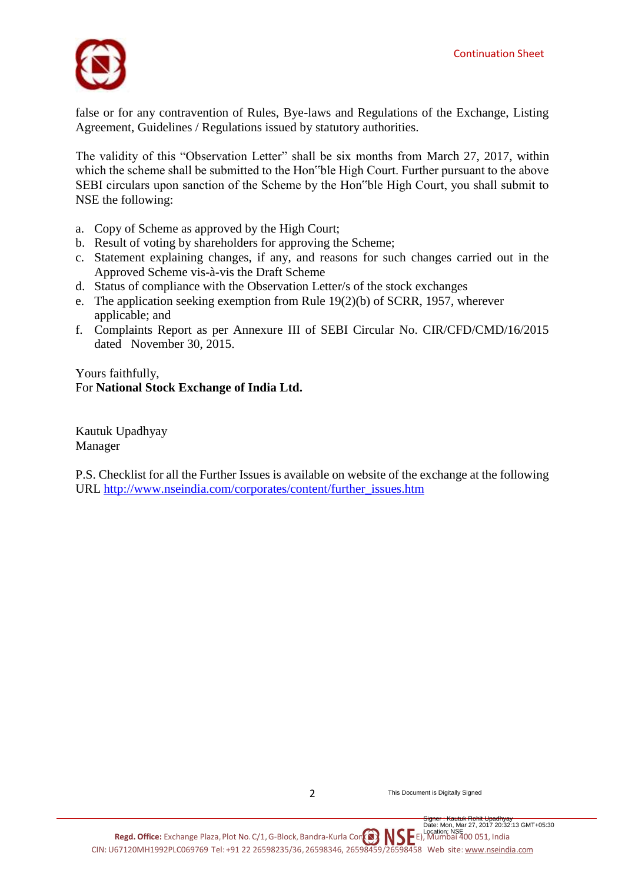false or for any contravention of Rules, Bye-laws and Regulations of the Exchange, Listing Agreement, Guidelines / Regulations issued by statutory authorities.

The validity of this "Observation Letter" shall be six months from March 27, 2017, within which the scheme shall be submitted to the Hon"ble High Court. Further pursuant to the above SEBI circulars upon sanction of the Scheme by the Hon"ble High Court, you shall submit to NSE the following:

a. Copy of Scheme as approved by the High Court;
b. Result of voting by shareholders for approving the Scheme;
c. Statement explaining changes, if any, and reasons for such changes carried out in the Approved Scheme vis-à-vis the Draft Scheme
d. Status of compliance with the Observation Letter/s of the stock exchanges
e. The application seeking exemption from Rule 19(2)(b) of SCRR, 1957, wherever applicable; and
f. Complaints Report as per Annexure III of SEBI Circular No. CIR/CFD/CMD/16/2015 dated November 30, 2015.

Yours faithfully,
For **National Stock Exchange of India Ltd.**

Kautuk Upadhyay
Manager

P.S. Checklist for all the Further Issues is available on website of the exchange at the following URL http://www.nseindia.com/corporates/content/further_issues.htm

This Document is Digitally Signed

Signer : Kautuk Rohit Upadhyay
Date: Mon, Mar 27, 2017 20:32:13 GMT+05:30
Location: NSE